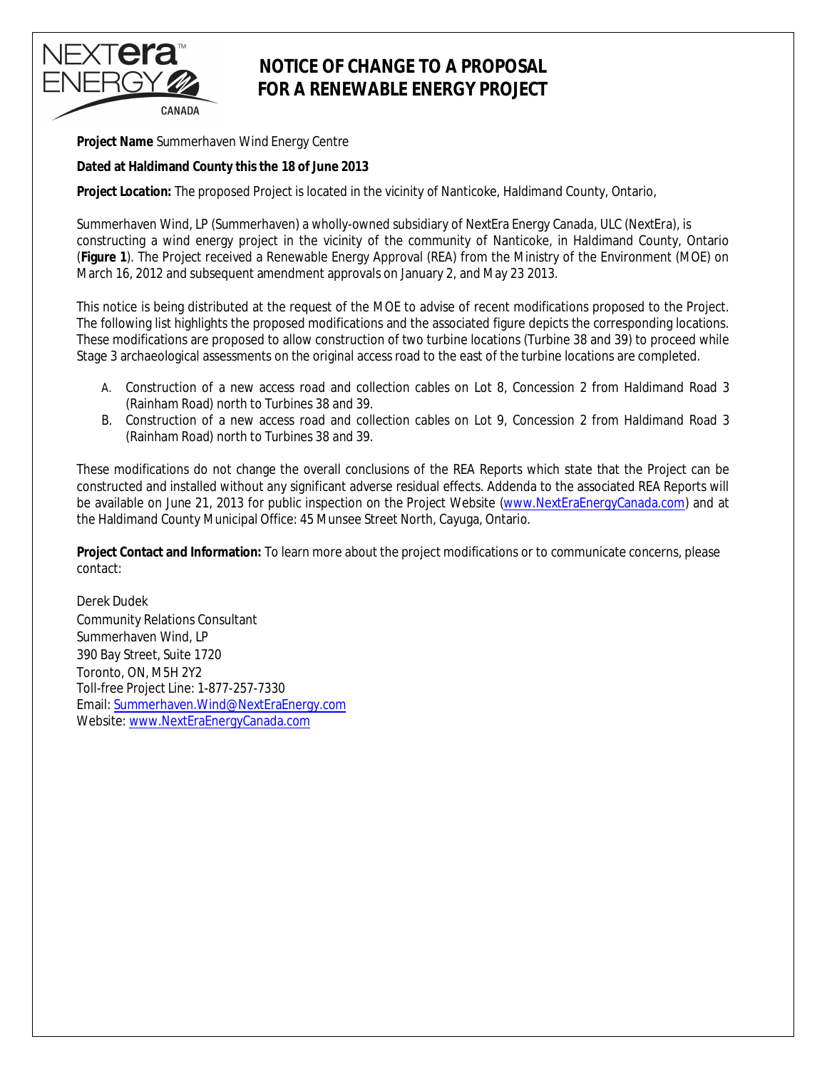# NOTICE OF CHANGE TO A PROPOSAL FOR A RENEWABLE ENERGY PROJECT

**Project Name** Summerhaven Wind Energy Centre

**Dated at Haldimand County this the 18 of June 2013**

**Project Location:** The proposed Project is located in the vicinity of Nanticoke, Haldimand County, Ontario,

Summerhaven Wind, LP (Summerhaven) a wholly-owned subsidiary of NextEra Energy Canada, ULC (NextEra), is constructing a wind energy project in the vicinity of the community of Nanticoke, in Haldimand County, Ontario (**Figure 1**). The Project received a Renewable Energy Approval (REA) from the Ministry of the Environment (MOE) on March 16, 2012 and subsequent amendment approvals on January 2, and May 23 2013.

This notice is being distributed at the request of the MOE to advise of recent modifications proposed to the Project. The following list highlights the proposed modifications and the associated figure depicts the corresponding locations. These modifications are proposed to allow construction of two turbine locations (Turbine 38 and 39) to proceed while Stage 3 archaeological assessments on the original access road to the east of the turbine locations are completed.

A. Construction of a new access road and collection cables on Lot 8, Concession 2 from Haldimand Road 3 (Rainham Road) north to Turbines 38 and 39.
B. Construction of a new access road and collection cables on Lot 9, Concession 2 from Haldimand Road 3 (Rainham Road) north to Turbines 38 and 39.

These modifications do not change the overall conclusions of the REA Reports which state that the Project can be constructed and installed without any significant adverse residual effects. Addenda to the associated REA Reports will be available on June 21, 2013 for public inspection on the Project Website (www.NextEraEnergyCanada.com) and at the Haldimand County Municipal Office: 45 Munsee Street North, Cayuga, Ontario.

**Project Contact and Information:** To learn more about the project modifications or to communicate concerns, please contact:

Derek Dudek
Community Relations Consultant
Summerhaven Wind, LP
390 Bay Street, Suite 1720
Toronto, ON, M5H 2Y2
Toll-free Project Line: 1-877-257-7330
Email: Summerhaven.Wind@NextEraEnergy.com
Website: www.NextEraEnergyCanada.com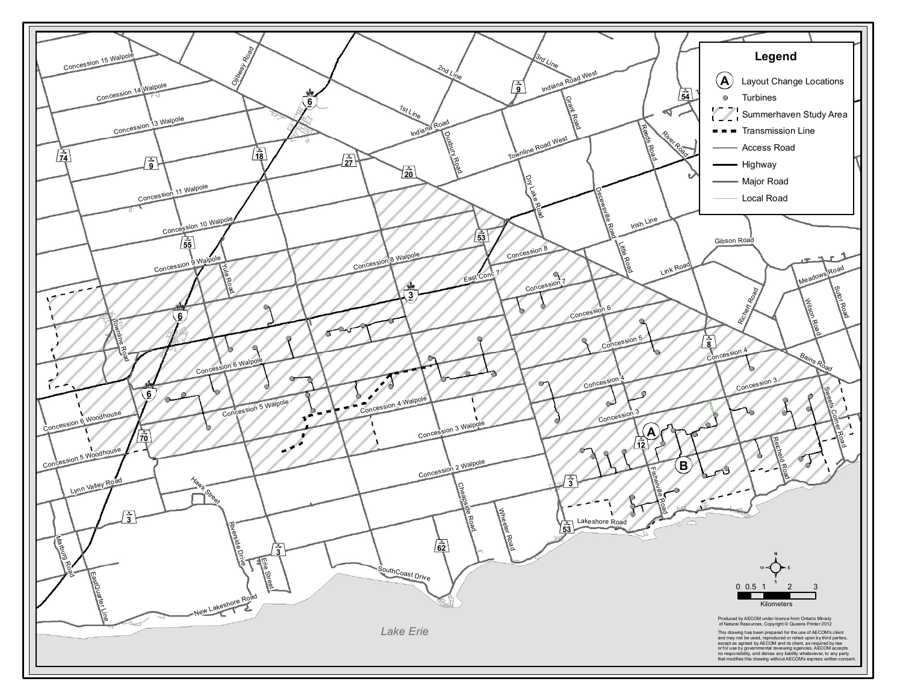Legend

A Layout Change Locations

Turbines

Summerhaven Study Area

Transmission Line

Access Road

Highway

Major Road

Local Road

Lake Erie

0 0.5 1 2 3

Kilometers

Produced by AECOM under licence from Ontario Ministry of Natural Resources, Copyright © Queens Printer 2012

This drawing has been prepared for the use of AECOM's client and may not be used, reproduced or relied upon by third parties, except as agreed by AECOM and its client, as required by law or for use by governmental reviewing agencies. AECOM accepts no responsibility, and denies any liability whatsoever, to any party that modifies this drawing without AECOM's express written consent.